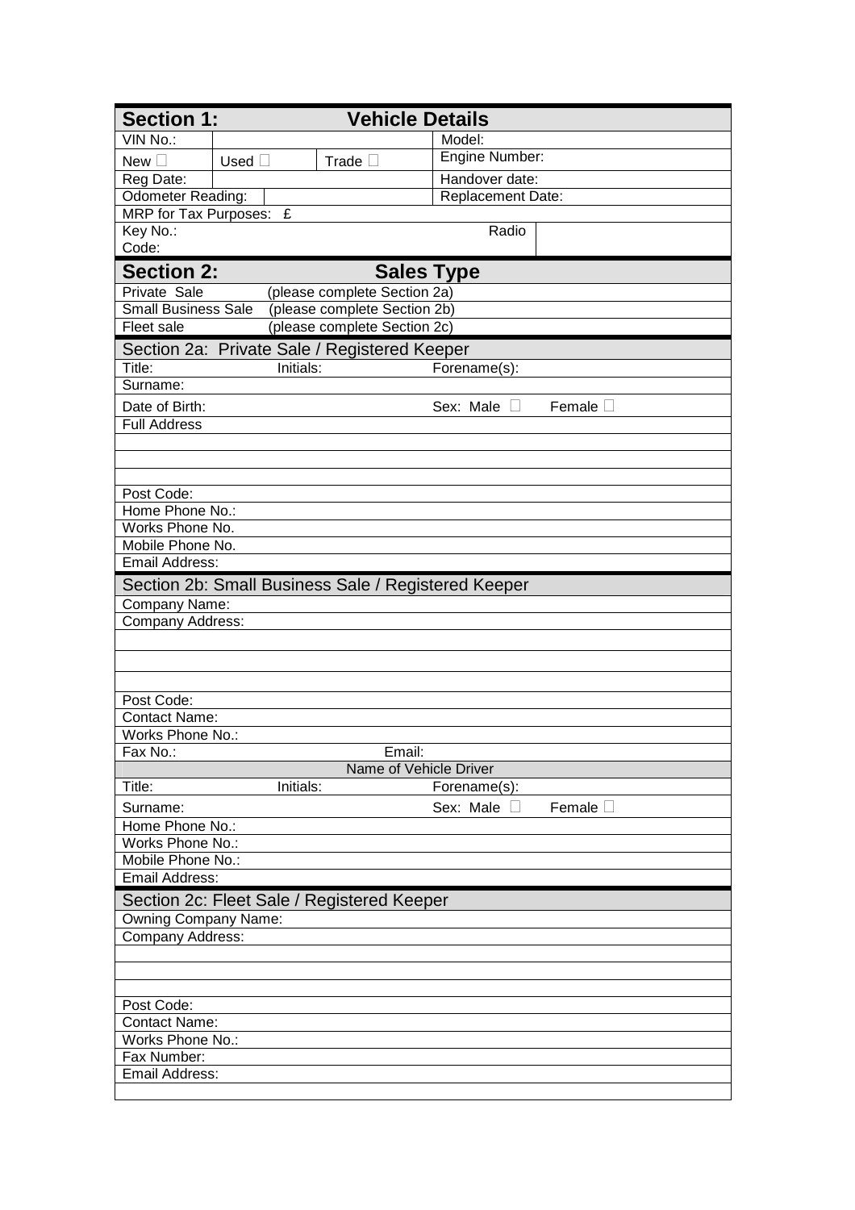| Section 1: | | Vehicle Details | |
|---|---|---|---|
| VIN No.: | | | Model: |
| New ☐ | Used ☐ | Trade ☐ | Engine Number: |
| Reg Date: | | | Handover date: |
| Odometer Reading: | | | Replacement Date: |
| MRP for Tax Purposes: £ | | | |
| Key No.: Code: | | Radio | |

| Section 2: | Sales Type |
|---|---|
| Private Sale | (please complete Section 2a) |
| Small Business Sale | (please complete Section 2b) |
| Fleet sale | (please complete Section 2c) |

| Section 2a: Private Sale / Registered Keeper | | | |
|---|---|---|---|
| Title: | Initials: | Forename(s): | |
| Surname: | | | |
| Date of Birth: | | Sex: Male ☐ | Female ☐ |
| Full Address | | | |
| | | | |
| | | | |
| | | | |
| Post Code: | | | |
| Home Phone No.: | | | |
| Works Phone No. | | | |
| Mobile Phone No. | | | |
| Email Address: | | | |

| Section 2b: Small Business Sale / Registered Keeper | | | |
|---|---|---|---|
| Company Name: | | | |
| Company Address: | | | |
| | | | |
| | | | |
| | | | |
| Post Code: | | | |
| Contact Name: | | | |
| Works Phone No.: | | | |
| Fax No.: | Email: | | |
| Name of Vehicle Driver | | | |
| Title: | Initials: | Forename(s): | |
| Surname: | | Sex: Male ☐ | Female ☐ |
| Home Phone No.: | | | |
| Works Phone No.: | | | |
| Mobile Phone No.: | | | |
| Email Address: | | | |

| Section 2c: Fleet Sale / Registered Keeper |
|---|
| Owning Company Name: |
| Company Address: |
| |
| |
| |
| Post Code: |
| Contact Name: |
| Works Phone No.: |
| Fax Number: |
| Email Address: |
| |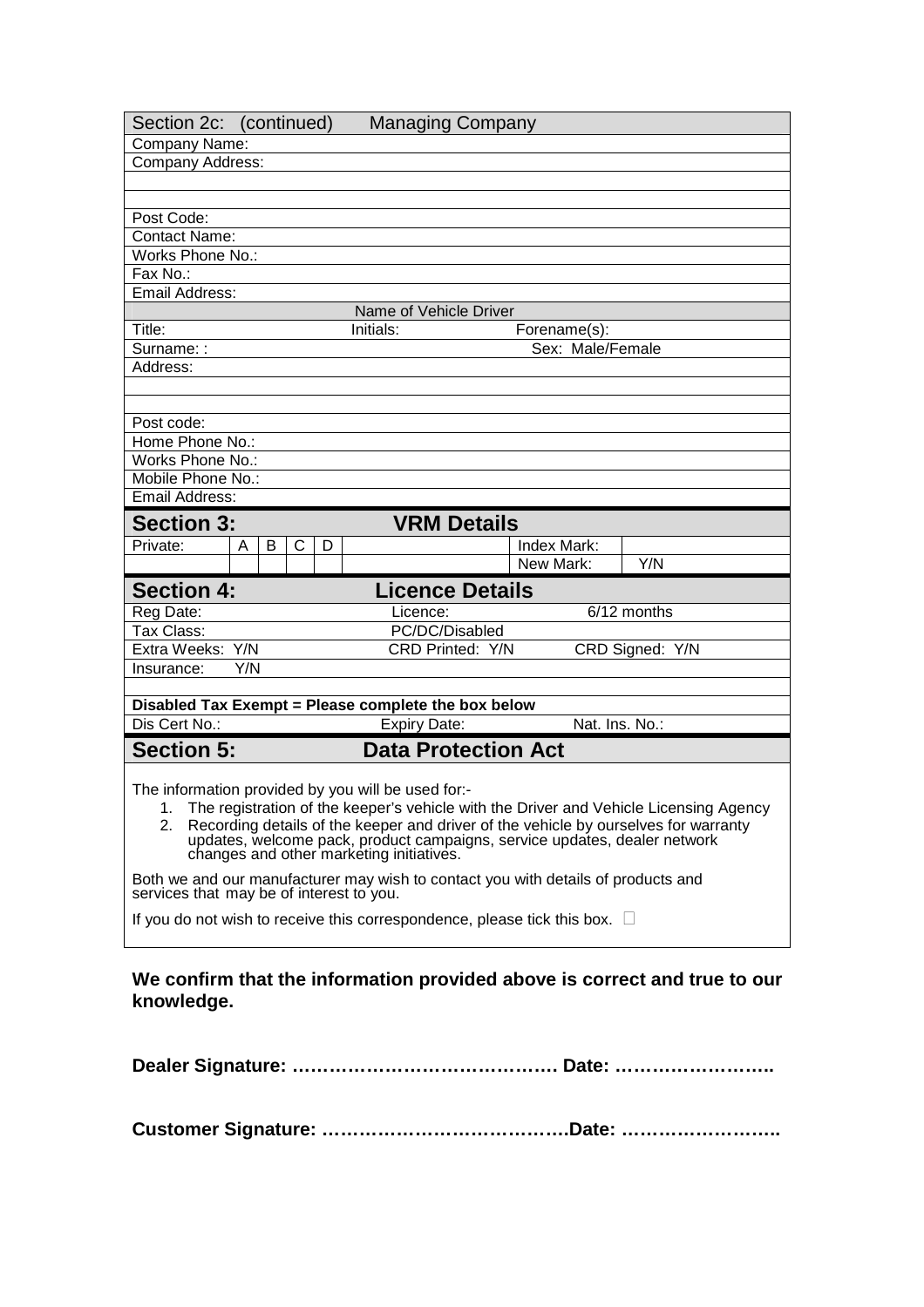| Section 2c: (continued) Managing Company | | |
|---|---|---|
| Company Name: | | |
| Company Address: | | |
| | | |
| | | |
| Post Code: | | |
| Contact Name: | | |
| Works Phone No.: | | |
| Fax No.: | | |
| Email Address: | | |
| Name of Vehicle Driver | | |
| Title: | Initials: | Forename(s): |
| Surname: : | | Sex: Male/Female |
| Address: | | |
| | | |
| | | |
| Post code: | | |
| Home Phone No.: | | |
| Works Phone No.: | | |
| Mobile Phone No.: | | |
| Email Address: | | |

## Section 3: VRM Details

| Private: | A | B | C | D | | Index Mark: | |
|---|---|---|---|---|---|---|---|
| | | | | | | New Mark: | Y/N |

## Section 4: Licence Details

| | | |
|---|---|---|
| Reg Date: | Licence: | 6/12 months |
| Tax Class: | PC/DC/Disabled | |
| Extra Weeks: Y/N | CRD Printed: Y/N | CRD Signed: Y/N |
| Insurance: Y/N | | |
| | | |
| **Disabled Tax Exempt = Please complete the box below** | | |
| Dis Cert No.: | Expiry Date: | Nat. Ins. No.: |

## Section 5: Data Protection Act

The information provided by you will be used for:-

1. The registration of the keeper's vehicle with the Driver and Vehicle Licensing Agency
2. Recording details of the keeper and driver of the vehicle by ourselves for warranty updates, welcome pack, product campaigns, service updates, dealer network changes and other marketing initiatives.

Both we and our manufacturer may wish to contact you with details of products and services that may be of interest to you.

If you do not wish to receive this correspondence, please tick this box. ☐

**We confirm that the information provided above is correct and true to our knowledge.**

**Dealer Signature: ……………………………………. Date: ……………………..**

**Customer Signature: …………………………………Date: ……………………..**